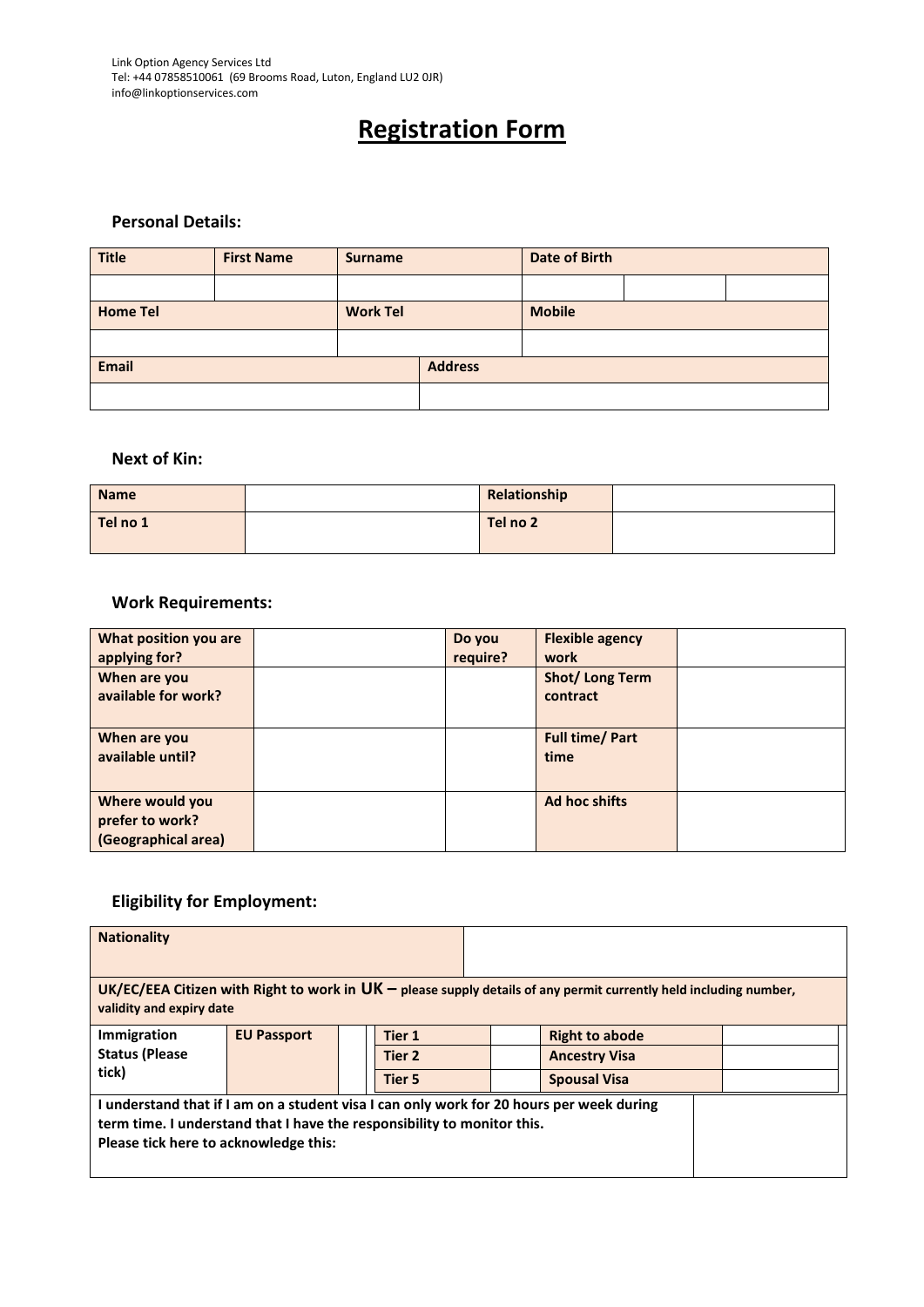Link Option Agency Services Ltd
Tel: +44 07858510061 (69 Brooms Road, Luton, England LU2 0JR)
info@linkoptionservices.com

# Registration Form

## Personal Details:

| Title | First Name | Surname | Date of Birth | | |
|---|---|---|---|---|---|
| | | | | | |
| Home Tel | | Work Tel | Mobile | | |
| | | | | | |
| Email | | Address | | | |
| | | | | | |

## Next of Kin:

| Name | | Relationship | |
|---|---|---|---|
| Tel no 1 | | Tel no 2 | |

## Work Requirements:

| What position you are applying for? | | Do you require? | Flexible agency work | |
|---|---|---|---|---|
| When are you available for work? | | | Shot/ Long Term contract | |
| When are you available until? | | | Full time/ Part time | |
| Where would you prefer to work? (Geographical area) | | | Ad hoc shifts | |

## Eligibility for Employment:

| Nationality | | | | | | |
|---|---|---|---|---|---|---|
| UK/EC/EEA Citizen with Right to work in UK – please supply details of any permit currently held including number, validity and expiry date | | | | | | |
| Immigration Status (Please tick) | EU Passport | | Tier 1 | | Right to abode | |
| | | | Tier 2 | | Ancestry Visa | |
| | | | Tier 5 | | Spousal Visa | |

| I understand that if I am on a student visa I can only work for 20 hours per week during term time. I understand that I have the responsibility to monitor this.<br>Please tick here to acknowledge this: | |
|---|---|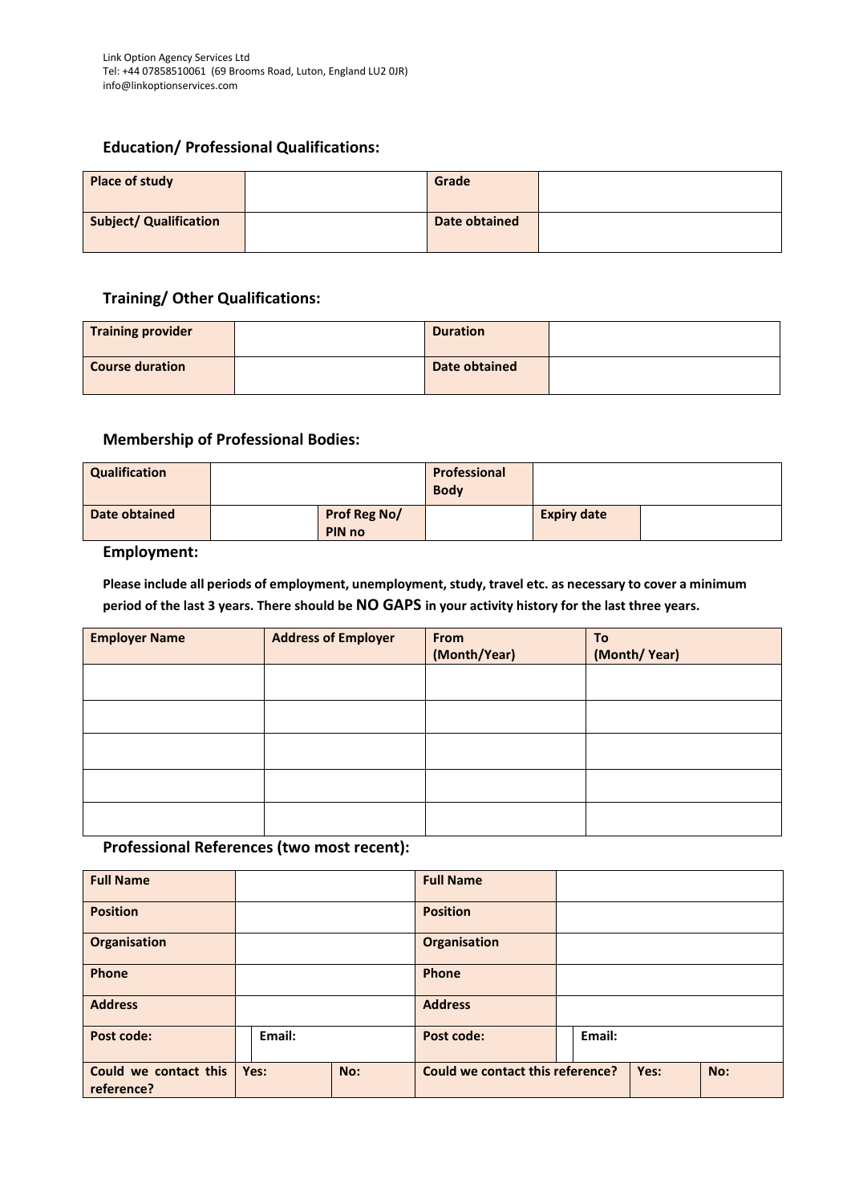Link Option Agency Services Ltd
Tel: +44 07858510061 (69 Brooms Road, Luton, England LU2 0JR)
info@linkoptionservices.com

## Education/ Professional Qualifications:

| **Place of study** | | **Grade** | |
|---|---|---|---|
| **Subject/ Qualification** | | **Date obtained** | |

## Training/ Other Qualifications:

| **Training provider** | | **Duration** | |
|---|---|---|---|
| **Course duration** | | **Date obtained** | |

## Membership of Professional Bodies:

| **Qualification** | | | **Professional Body** | | |
|---|---|---|---|---|---|
| **Date obtained** | | **Prof Reg No/ PIN no** | | **Expiry date** | |

## Employment:

**Please include all periods of employment, unemployment, study, travel etc. as necessary to cover a minimum period of the last 3 years. There should be NO GAPS in your activity history for the last three years.**

| **Employer Name** | **Address of Employer** | **From (Month/Year)** | **To (Month/ Year)** |
|---|---|---|---|
| | | | |
| | | | |
| | | | |
| | | | |
| | | | |

## Professional References (two most recent):

| **Full Name** | | | **Full Name** | | |
|---|---|---|---|---|---|
| **Position** | | | **Position** | | |
| **Organisation** | | | **Organisation** | | |
| **Phone** | | | **Phone** | | |
| **Address** | | | **Address** | | |
| **Post code:** | | **Email:** | **Post code:** | | **Email:** |
| **Could we contact this reference?** | **Yes:** | **No:** | **Could we contact this reference?** | **Yes:** | **No:** |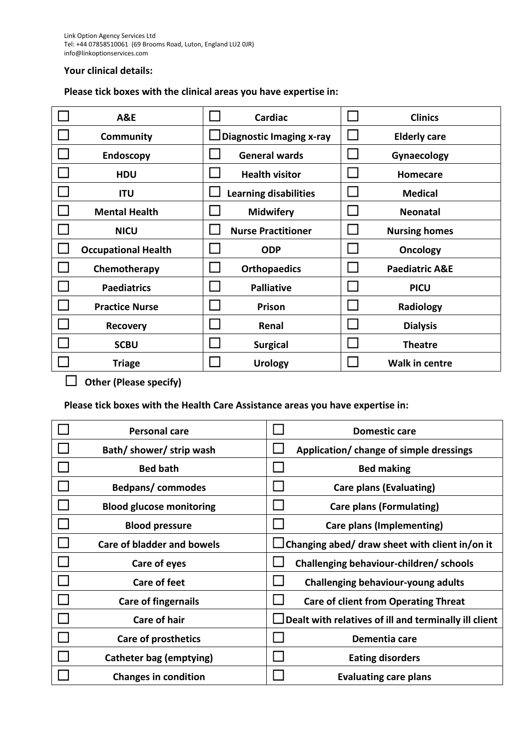Link Option Agency Services Ltd
Tel: +44 07858510061 (69 Brooms Road, Luton, England LU2 0JR)
info@linkoptionservices.com

**Your clinical details:**

**Please tick boxes with the clinical areas you have expertise in:**

| | | |
|---|---|---|
| ☐ **A&E** | ☐ **Cardiac** | ☐ **Clinics** |
| ☐ **Community** | ☐ **Diagnostic Imaging x-ray** | ☐ **Elderly care** |
| ☐ **Endoscopy** | ☐ **General wards** | ☐ **Gynaecology** |
| ☐ **HDU** | ☐ **Health visitor** | ☐ **Homecare** |
| ☐ **ITU** | ☐ **Learning disabilities** | ☐ **Medical** |
| ☐ **Mental Health** | ☐ **Midwifery** | ☐ **Neonatal** |
| ☐ **NICU** | ☐ **Nurse Practitioner** | ☐ **Nursing homes** |
| ☐ **Occupational Health** | ☐ **ODP** | ☐ **Oncology** |
| ☐ **Chemotherapy** | ☐ **Orthopaedics** | ☐ **Paediatric A&E** |
| ☐ **Paediatrics** | ☐ **Palliative** | ☐ **PICU** |
| ☐ **Practice Nurse** | ☐ **Prison** | ☐ **Radiology** |
| ☐ **Recovery** | ☐ **Renal** | ☐ **Dialysis** |
| ☐ **SCBU** | ☐ **Surgical** | ☐ **Theatre** |
| ☐ **Triage** | ☐ **Urology** | ☐ **Walk in centre** |

☐ **Other (Please specify)**

**Please tick boxes with the Health Care Assistance areas you have expertise in:**

| | |
|---|---|
| ☐ **Personal care** | ☐ **Domestic care** |
| ☐ **Bath/ shower/ strip wash** | ☐ **Application/ change of simple dressings** |
| ☐ **Bed bath** | ☐ **Bed making** |
| ☐ **Bedpans/ commodes** | ☐ **Care plans (Evaluating)** |
| ☐ **Blood glucose monitoring** | ☐ **Care plans (Formulating)** |
| ☐ **Blood pressure** | ☐ **Care plans (Implementing)** |
| ☐ **Care of bladder and bowels** | ☐ **Changing abed/ draw sheet with client in/on it** |
| ☐ **Care of eyes** | ☐ **Challenging behaviour-children/ schools** |
| ☐ **Care of feet** | ☐ **Challenging behaviour-young adults** |
| ☐ **Care of fingernails** | ☐ **Care of client from Operating Threat** |
| ☐ **Care of hair** | ☐ **Dealt with relatives of ill and terminally ill client** |
| ☐ **Care of prosthetics** | ☐ **Dementia care** |
| ☐ **Catheter bag (emptying)** | ☐ **Eating disorders** |
| ☐ **Changes in condition** | ☐ **Evaluating care plans** |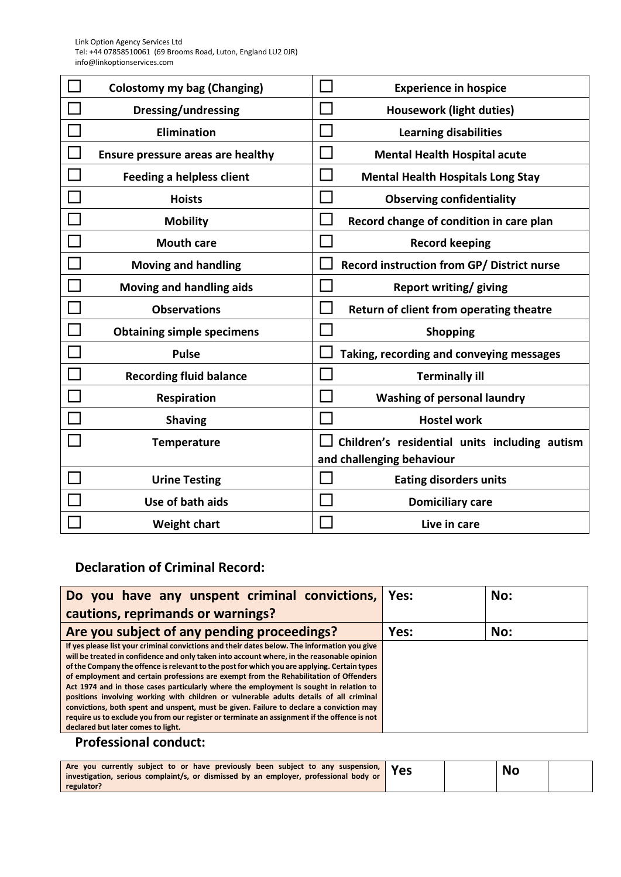Link Option Agency Services Ltd
Tel: +44 07858510061 (69 Brooms Road, Luton, England LU2 0JR)
info@linkoptionservices.com

| | | | |
|---|---|---|---|
| ☐ | **Colostomy my bag (Changing)** | ☐ | **Experience in hospice** |
| ☐ | **Dressing/undressing** | ☐ | **Housework (light duties)** |
| ☐ | **Elimination** | ☐ | **Learning disabilities** |
| ☐ | **Ensure pressure areas are healthy** | ☐ | **Mental Health Hospital acute** |
| ☐ | **Feeding a helpless client** | ☐ | **Mental Health Hospitals Long Stay** |
| ☐ | **Hoists** | ☐ | **Observing confidentiality** |
| ☐ | **Mobility** | ☐ | **Record change of condition in care plan** |
| ☐ | **Mouth care** | ☐ | **Record keeping** |
| ☐ | **Moving and handling** | ☐ | **Record instruction from GP/ District nurse** |
| ☐ | **Moving and handling aids** | ☐ | **Report writing/ giving** |
| ☐ | **Observations** | ☐ | **Return of client from operating theatre** |
| ☐ | **Obtaining simple specimens** | ☐ | **Shopping** |
| ☐ | **Pulse** | ☐ | **Taking, recording and conveying messages** |
| ☐ | **Recording fluid balance** | ☐ | **Terminally ill** |
| ☐ | **Respiration** | ☐ | **Washing of personal laundry** |
| ☐ | **Shaving** | ☐ | **Hostel work** |
| ☐ | **Temperature** | ☐ | **Children's residential units including autism and challenging behaviour** |
| ☐ | **Urine Testing** | ☐ | **Eating disorders units** |
| ☐ | **Use of bath aids** | ☐ | **Domiciliary care** |
| ☐ | **Weight chart** | ☐ | **Live in care** |

## Declaration of Criminal Record:

| | | |
|---|---|---|
| **Do you have any unspent criminal convictions, cautions, reprimands or warnings?** | **Yes:** | **No:** |
| **Are you subject of any pending proceedings?** | **Yes:** | **No:** |
| **If yes please list your criminal convictions and their dates below. The information you give will be treated in confidence and only taken into account where, in the reasonable opinion of the Company the offence is relevant to the post for which you are applying. Certain types of employment and certain professions are exempt from the Rehabilitation of Offenders Act 1974 and in those cases particularly where the employment is sought in relation to positions involving working with children or vulnerable adults details of all criminal convictions, both spent and unspent, must be given. Failure to declare a conviction may require us to exclude you from our register or terminate an assignment if the offence is not declared but later comes to light.** | | |

## Professional conduct:

| | | | | |
|---|---|---|---|---|
| **Are you currently subject to or have previously been subject to any suspension, investigation, serious complaint/s, or dismissed by an employer, professional body or regulator?** | **Yes** | | **No** | |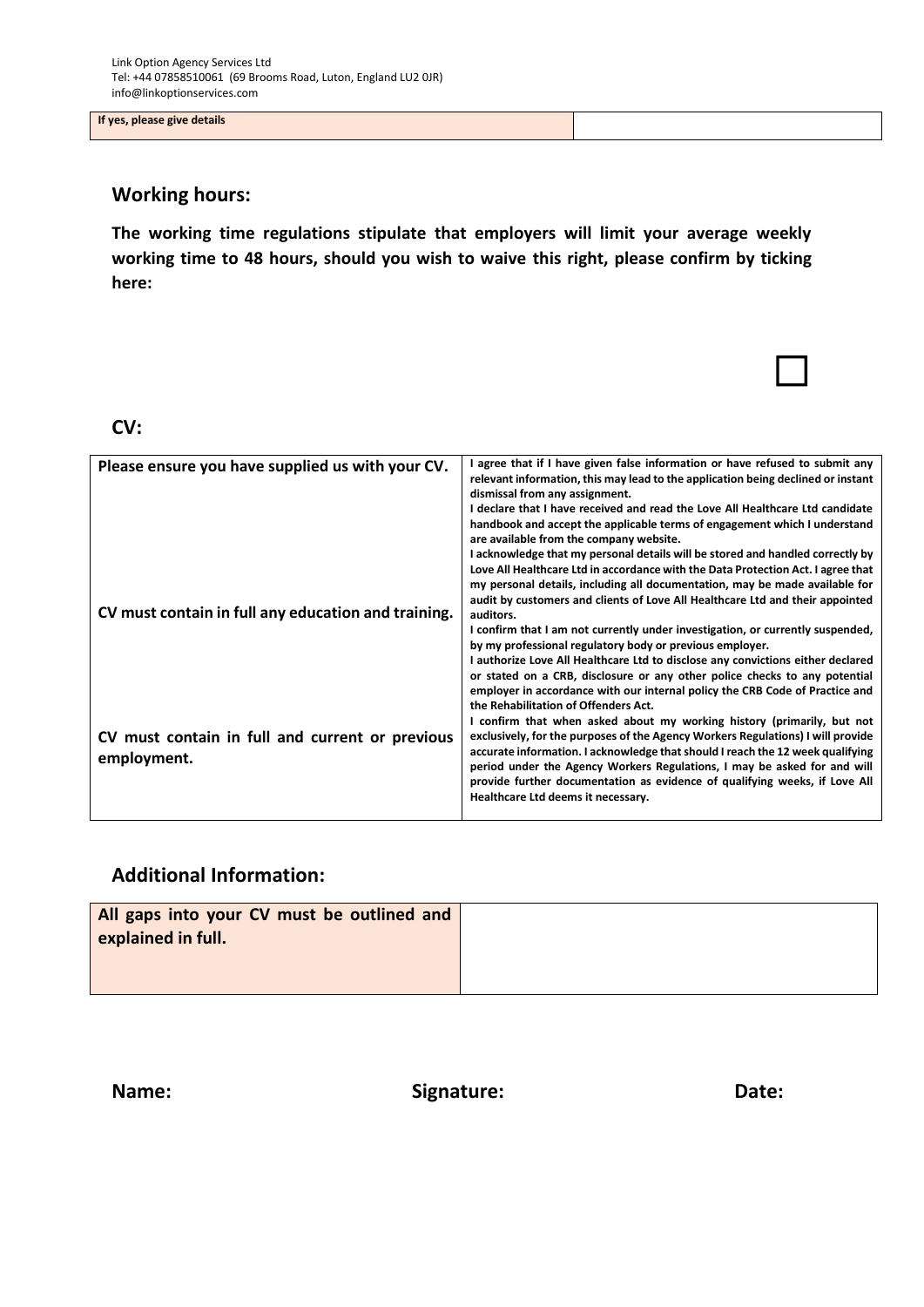Link Option Agency Services Ltd
Tel: +44 07858510061 (69 Brooms Road, Luton, England LU2 0JR)
info@linkoptionservices.com

| | |
|---|---|
| **If yes, please give details** | |

## Working hours:

**The working time regulations stipulate that employers will limit your average weekly working time to 48 hours, should you wish to waive this right, please confirm by ticking here:**

☐

## CV:

| | |
|---|---|
| **Please ensure you have supplied us with your CV.**<br><br>**CV must contain in full any education and training.**<br><br>**CV must contain in full and current or previous employment.** | **I agree that if I have given false information or have refused to submit any relevant information, this may lead to the application being declined or instant dismissal from any assignment.**<br>**I declare that I have received and read the Love All Healthcare Ltd candidate handbook and accept the applicable terms of engagement which I understand are available from the company website.**<br>**I acknowledge that my personal details will be stored and handled correctly by Love All Healthcare Ltd in accordance with the Data Protection Act. I agree that my personal details, including all documentation, may be made available for audit by customers and clients of Love All Healthcare Ltd and their appointed auditors.**<br>**I confirm that I am not currently under investigation, or currently suspended, by my professional regulatory body or previous employer.**<br>**I authorize Love All Healthcare Ltd to disclose any convictions either declared or stated on a CRB, disclosure or any other police checks to any potential employer in accordance with our internal policy the CRB Code of Practice and the Rehabilitation of Offenders Act.**<br>**I confirm that when asked about my working history (primarily, but not exclusively, for the purposes of the Agency Workers Regulations) I will provide accurate information. I acknowledge that should I reach the 12 week qualifying period under the Agency Workers Regulations, I may be asked for and will provide further documentation as evidence of qualifying weeks, if Love All Healthcare Ltd deems it necessary.** |

## Additional Information:

| | |
|---|---|
| **All gaps into your CV must be outlined and explained in full.** | |

**Name:** **Signature:** **Date:**